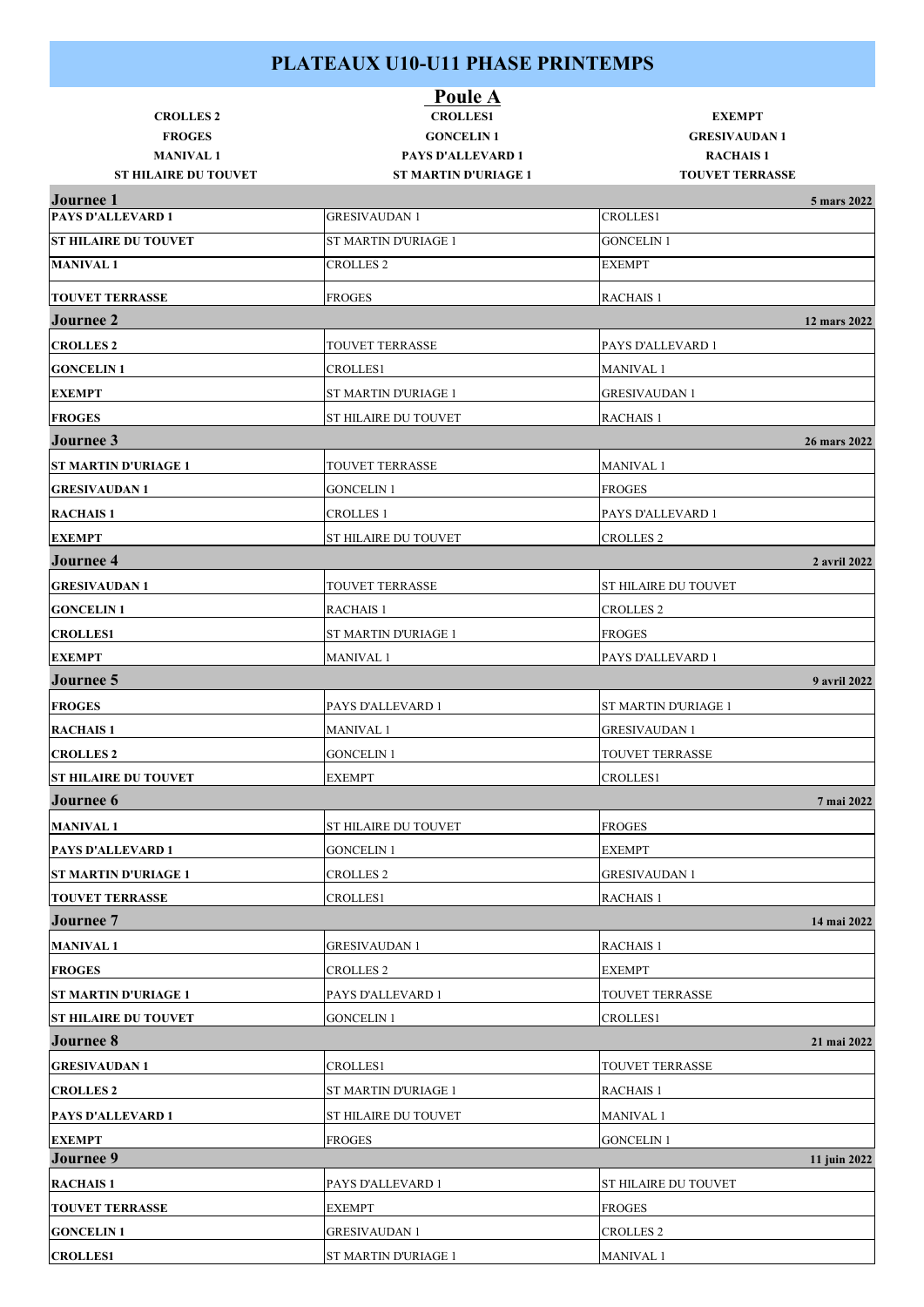# PLATEAUX U10-U11 PHASE PRINTEMPS

## Poule A

| | | |
|---|---|---|
| **CROLLES 2** | **CROLLES1** | **EXEMPT** |
| **FROGES** | **GONCELIN 1** | **GRESIVAUDAN 1** |
| **MANIVAL 1** | **PAYS D'ALLEVARD 1** | **RACHAIS 1** |
| **ST HILAIRE DU TOUVET** | **ST MARTIN D'URIAGE 1** | **TOUVET TERRASSE** |

| **Journee 1** | | **5 mars 2022** |
|---|---|---|
| **PAYS D'ALLEVARD 1** | GRESIVAUDAN 1 | CROLLES1 |
| **ST HILAIRE DU TOUVET** | ST MARTIN D'URIAGE 1 | GONCELIN 1 |
| **MANIVAL 1** | CROLLES 2 | EXEMPT |
| **TOUVET TERRASSE** | FROGES | RACHAIS 1 |
| **Journee 2** | | **12 mars 2022** |
| **CROLLES 2** | TOUVET TERRASSE | PAYS D'ALLEVARD 1 |
| **GONCELIN 1** | CROLLES1 | MANIVAL 1 |
| **EXEMPT** | ST MARTIN D'URIAGE 1 | GRESIVAUDAN 1 |
| **FROGES** | ST HILAIRE DU TOUVET | RACHAIS 1 |
| **Journee 3** | | **26 mars 2022** |
| **ST MARTIN D'URIAGE 1** | TOUVET TERRASSE | MANIVAL 1 |
| **GRESIVAUDAN 1** | GONCELIN 1 | FROGES |
| **RACHAIS 1** | CROLLES 1 | PAYS D'ALLEVARD 1 |
| **EXEMPT** | ST HILAIRE DU TOUVET | CROLLES 2 |
| **Journee 4** | | **2 avril 2022** |
| **GRESIVAUDAN 1** | TOUVET TERRASSE | ST HILAIRE DU TOUVET |
| **GONCELIN 1** | RACHAIS 1 | CROLLES 2 |
| **CROLLES1** | ST MARTIN D'URIAGE 1 | FROGES |
| **EXEMPT** | MANIVAL 1 | PAYS D'ALLEVARD 1 |
| **Journee 5** | | **9 avril 2022** |
| **FROGES** | PAYS D'ALLEVARD 1 | ST MARTIN D'URIAGE 1 |
| **RACHAIS 1** | MANIVAL 1 | GRESIVAUDAN 1 |
| **CROLLES 2** | GONCELIN 1 | TOUVET TERRASSE |
| **ST HILAIRE DU TOUVET** | EXEMPT | CROLLES1 |
| **Journee 6** | | **7 mai 2022** |
| **MANIVAL 1** | ST HILAIRE DU TOUVET | FROGES |
| **PAYS D'ALLEVARD 1** | GONCELIN 1 | EXEMPT |
| **ST MARTIN D'URIAGE 1** | CROLLES 2 | GRESIVAUDAN 1 |
| **TOUVET TERRASSE** | CROLLES1 | RACHAIS 1 |
| **Journee 7** | | **14 mai 2022** |
| **MANIVAL 1** | GRESIVAUDAN 1 | RACHAIS 1 |
| **FROGES** | CROLLES 2 | EXEMPT |
| **ST MARTIN D'URIAGE 1** | PAYS D'ALLEVARD 1 | TOUVET TERRASSE |
| **ST HILAIRE DU TOUVET** | GONCELIN 1 | CROLLES1 |
| **Journee 8** | | **21 mai 2022** |
| **GRESIVAUDAN 1** | CROLLES1 | TOUVET TERRASSE |
| **CROLLES 2** | ST MARTIN D'URIAGE 1 | RACHAIS 1 |
| **PAYS D'ALLEVARD 1** | ST HILAIRE DU TOUVET | MANIVAL 1 |
| **EXEMPT** | FROGES | GONCELIN 1 |
| **Journee 9** | | **11 juin 2022** |
| **RACHAIS 1** | PAYS D'ALLEVARD 1 | ST HILAIRE DU TOUVET |
| **TOUVET TERRASSE** | EXEMPT | FROGES |
| **GONCELIN 1** | GRESIVAUDAN 1 | CROLLES 2 |
| **CROLLES1** | ST MARTIN D'URIAGE 1 | MANIVAL 1 |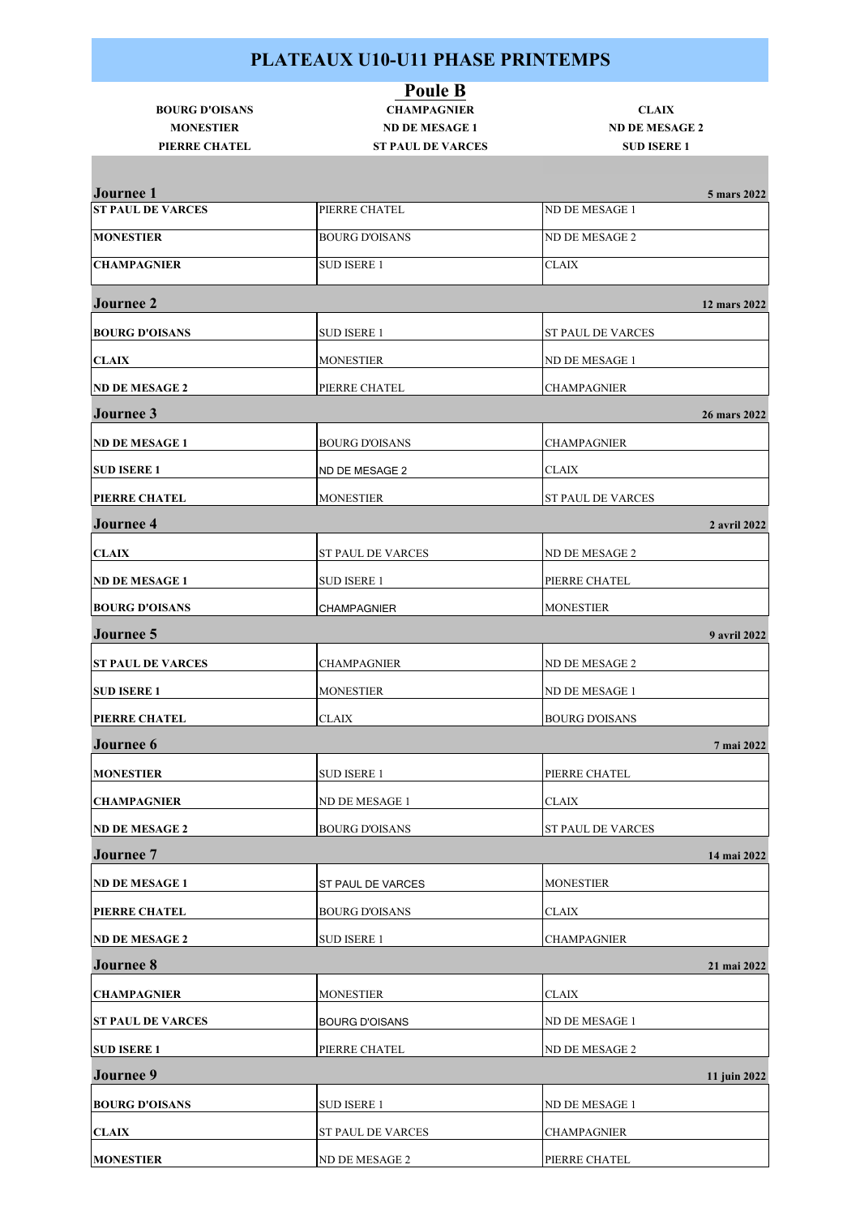# PLATEAUX U10-U11 PHASE PRINTEMPS

## Poule B

| BOURG D'OISANS | CHAMPAGNIER | CLAIX |
|---|---|---|
| MONESTIER | ND DE MESAGE 1 | ND DE MESAGE 2 |
| PIERRE CHATEL | ST PAUL DE VARCES | SUD ISERE 1 |

### Journee 1 — 5 mars 2022

| | | |
|---|---|---|
| **ST PAUL DE VARCES** | PIERRE CHATEL | ND DE MESAGE 1 |
| **MONESTIER** | BOURG D'OISANS | ND DE MESAGE 2 |
| **CHAMPAGNIER** | SUD ISERE 1 | CLAIX |

### Journee 2 — 12 mars 2022

| | | |
|---|---|---|
| **BOURG D'OISANS** | SUD ISERE 1 | ST PAUL DE VARCES |
| **CLAIX** | MONESTIER | ND DE MESAGE 1 |
| **ND DE MESAGE 2** | PIERRE CHATEL | CHAMPAGNIER |

### Journee 3 — 26 mars 2022

| | | |
|---|---|---|
| **ND DE MESAGE 1** | BOURG D'OISANS | CHAMPAGNIER |
| **SUD ISERE 1** | ND DE MESAGE 2 | CLAIX |
| **PIERRE CHATEL** | MONESTIER | ST PAUL DE VARCES |

### Journee 4 — 2 avril 2022

| | | |
|---|---|---|
| **CLAIX** | ST PAUL DE VARCES | ND DE MESAGE 2 |
| **ND DE MESAGE 1** | SUD ISERE 1 | PIERRE CHATEL |
| **BOURG D'OISANS** | CHAMPAGNIER | MONESTIER |

### Journee 5 — 9 avril 2022

| | | |
|---|---|---|
| **ST PAUL DE VARCES** | CHAMPAGNIER | ND DE MESAGE 2 |
| **SUD ISERE 1** | MONESTIER | ND DE MESAGE 1 |
| **PIERRE CHATEL** | CLAIX | BOURG D'OISANS |

### Journee 6 — 7 mai 2022

| | | |
|---|---|---|
| **MONESTIER** | SUD ISERE 1 | PIERRE CHATEL |
| **CHAMPAGNIER** | ND DE MESAGE 1 | CLAIX |
| **ND DE MESAGE 2** | BOURG D'OISANS | ST PAUL DE VARCES |

### Journee 7 — 14 mai 2022

| | | |
|---|---|---|
| **ND DE MESAGE 1** | ST PAUL DE VARCES | MONESTIER |
| **PIERRE CHATEL** | BOURG D'OISANS | CLAIX |
| **ND DE MESAGE 2** | SUD ISERE 1 | CHAMPAGNIER |

### Journee 8 — 21 mai 2022

| | | |
|---|---|---|
| **CHAMPAGNIER** | MONESTIER | CLAIX |
| **ST PAUL DE VARCES** | BOURG D'OISANS | ND DE MESAGE 1 |
| **SUD ISERE 1** | PIERRE CHATEL | ND DE MESAGE 2 |

### Journee 9 — 11 juin 2022

| | | |
|---|---|---|
| **BOURG D'OISANS** | SUD ISERE 1 | ND DE MESAGE 1 |
| **CLAIX** | ST PAUL DE VARCES | CHAMPAGNIER |
| **MONESTIER** | ND DE MESAGE 2 | PIERRE CHATEL |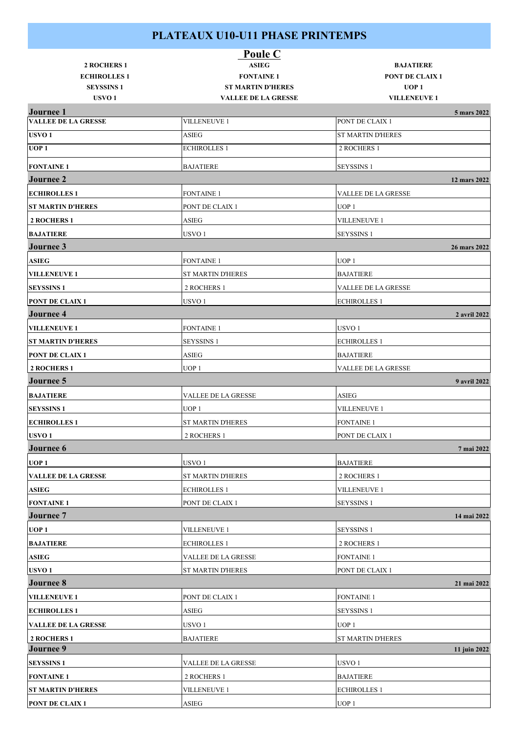# PLATEAUX U10-U11 PHASE PRINTEMPS

## Poule C

| | | |
|---|---|---|
| **2 ROCHERS 1** | **ASIEG** | **BAJATIERE** |
| **ECHIROLLES 1** | **FONTAINE 1** | **PONT DE CLAIX 1** |
| **SEYSSINS 1** | **ST MARTIN D'HERES** | **UOP 1** |
| **USVO 1** | **VALLEE DE LA GRESSE** | **VILLENEUVE 1** |

| **Journee 1** | | **5 mars 2022** |
|---|---|---|
| **VALLEE DE LA GRESSE** | VILLENEUVE 1 | PONT DE CLAIX 1 |
| **USVO 1** | ASIEG | ST MARTIN D'HERES |
| **UOP 1** | ECHIROLLES 1 | 2 ROCHERS 1 |
| **FONTAINE 1** | BAJATIERE | SEYSSINS 1 |
| **Journee 2** | | **12 mars 2022** |
| **ECHIROLLES 1** | FONTAINE 1 | VALLEE DE LA GRESSE |
| **ST MARTIN D'HERES** | PONT DE CLAIX 1 | UOP 1 |
| **2 ROCHERS 1** | ASIEG | VILLENEUVE 1 |
| **BAJATIERE** | USVO 1 | SEYSSINS 1 |
| **Journee 3** | | **26 mars 2022** |
| **ASIEG** | FONTAINE 1 | UOP 1 |
| **VILLENEUVE 1** | ST MARTIN D'HERES | BAJATIERE |
| **SEYSSINS 1** | 2 ROCHERS 1 | VALLEE DE LA GRESSE |
| **PONT DE CLAIX 1** | USVO 1 | ECHIROLLES 1 |
| **Journee 4** | | **2 avril 2022** |
| **VILLENEUVE 1** | FONTAINE 1 | USVO 1 |
| **ST MARTIN D'HERES** | SEYSSINS 1 | ECHIROLLES 1 |
| **PONT DE CLAIX 1** | ASIEG | BAJATIERE |
| **2 ROCHERS 1** | UOP 1 | VALLEE DE LA GRESSE |
| **Journee 5** | | **9 avril 2022** |
| **BAJATIERE** | VALLEE DE LA GRESSE | ASIEG |
| **SEYSSINS 1** | UOP 1 | VILLENEUVE 1 |
| **ECHIROLLES 1** | ST MARTIN D'HERES | FONTAINE 1 |
| **USVO 1** | 2 ROCHERS 1 | PONT DE CLAIX 1 |
| **Journee 6** | | **7 mai 2022** |
| **UOP 1** | USVO 1 | BAJATIERE |
| **VALLEE DE LA GRESSE** | ST MARTIN D'HERES | 2 ROCHERS 1 |
| **ASIEG** | ECHIROLLES 1 | VILLENEUVE 1 |
| **FONTAINE 1** | PONT DE CLAIX 1 | SEYSSINS 1 |
| **Journee 7** | | **14 mai 2022** |
| **UOP 1** | VILLENEUVE 1 | SEYSSINS 1 |
| **BAJATIERE** | ECHIROLLES 1 | 2 ROCHERS 1 |
| **ASIEG** | VALLEE DE LA GRESSE | FONTAINE 1 |
| **USVO 1** | ST MARTIN D'HERES | PONT DE CLAIX 1 |
| **Journee 8** | | **21 mai 2022** |
| **VILLENEUVE 1** | PONT DE CLAIX 1 | FONTAINE 1 |
| **ECHIROLLES 1** | ASIEG | SEYSSINS 1 |
| **VALLEE DE LA GRESSE** | USVO 1 | UOP 1 |
| **2 ROCHERS 1** | BAJATIERE | ST MARTIN D'HERES |
| **Journee 9** | | **11 juin 2022** |
| **SEYSSINS 1** | VALLEE DE LA GRESSE | USVO 1 |
| **FONTAINE 1** | 2 ROCHERS 1 | BAJATIERE |
| **ST MARTIN D'HERES** | VILLENEUVE 1 | ECHIROLLES 1 |
| **PONT DE CLAIX 1** | ASIEG | UOP 1 |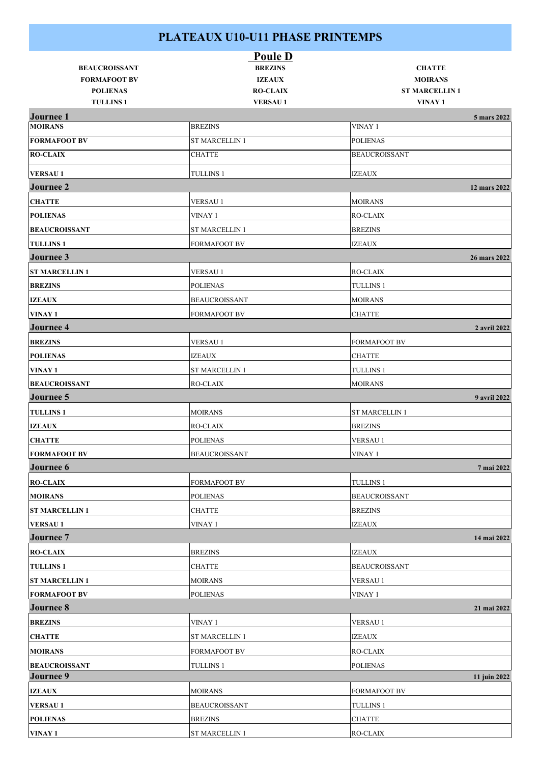# PLATEAUX U10-U11 PHASE PRINTEMPS

## Poule D

| | | |
|---|---|---|
| **BEAUCROISSANT** | **BREZINS** | **CHATTE** |
| **FORMAFOOT BV** | **IZEAUX** | **MOIRANS** |
| **POLIENAS** | **RO-CLAIX** | **ST MARCELLIN 1** |
| **TULLINS 1** | **VERSAU 1** | **VINAY 1** |

| | | |
|---|---|---|
| **Journee 1** | | **5 mars 2022** |
| **MOIRANS** | BREZINS | VINAY 1 |
| **FORMAFOOT BV** | ST MARCELLIN 1 | POLIENAS |
| **RO-CLAIX** | CHATTE | BEAUCROISSANT |
| **VERSAU 1** | TULLINS 1 | IZEAUX |
| **Journee 2** | | **12 mars 2022** |
| **CHATTE** | VERSAU 1 | MOIRANS |
| **POLIENAS** | VINAY 1 | RO-CLAIX |
| **BEAUCROISSANT** | ST MARCELLIN 1 | BREZINS |
| **TULLINS 1** | FORMAFOOT BV | IZEAUX |
| **Journee 3** | | **26 mars 2022** |
| **ST MARCELLIN 1** | VERSAU 1 | RO-CLAIX |
| **BREZINS** | POLIENAS | TULLINS 1 |
| **IZEAUX** | BEAUCROISSANT | MOIRANS |
| **VINAY 1** | FORMAFOOT BV | CHATTE |
| **Journee 4** | | **2 avril 2022** |
| **BREZINS** | VERSAU 1 | FORMAFOOT BV |
| **POLIENAS** | IZEAUX | CHATTE |
| **VINAY 1** | ST MARCELLIN 1 | TULLINS 1 |
| **BEAUCROISSANT** | RO-CLAIX | MOIRANS |
| **Journee 5** | | **9 avril 2022** |
| **TULLINS 1** | MOIRANS | ST MARCELLIN 1 |
| **IZEAUX** | RO-CLAIX | BREZINS |
| **CHATTE** | POLIENAS | VERSAU 1 |
| **FORMAFOOT BV** | BEAUCROISSANT | VINAY 1 |
| **Journee 6** | | **7 mai 2022** |
| **RO-CLAIX** | FORMAFOOT BV | TULLINS 1 |
| **MOIRANS** | POLIENAS | BEAUCROISSANT |
| **ST MARCELLIN 1** | CHATTE | BREZINS |
| **VERSAU 1** | VINAY 1 | IZEAUX |
| **Journee 7** | | **14 mai 2022** |
| **RO-CLAIX** | BREZINS | IZEAUX |
| **TULLINS 1** | CHATTE | BEAUCROISSANT |
| **ST MARCELLIN 1** | MOIRANS | VERSAU 1 |
| **FORMAFOOT BV** | POLIENAS | VINAY 1 |
| **Journee 8** | | **21 mai 2022** |
| **BREZINS** | VINAY 1 | VERSAU 1 |
| **CHATTE** | ST MARCELLIN 1 | IZEAUX |
| **MOIRANS** | FORMAFOOT BV | RO-CLAIX |
| **BEAUCROISSANT** | TULLINS 1 | POLIENAS |
| **Journee 9** | | **11 juin 2022** |
| **IZEAUX** | MOIRANS | FORMAFOOT BV |
| **VERSAU 1** | BEAUCROISSANT | TULLINS 1 |
| **POLIENAS** | BREZINS | CHATTE |
| **VINAY 1** | ST MARCELLIN 1 | RO-CLAIX |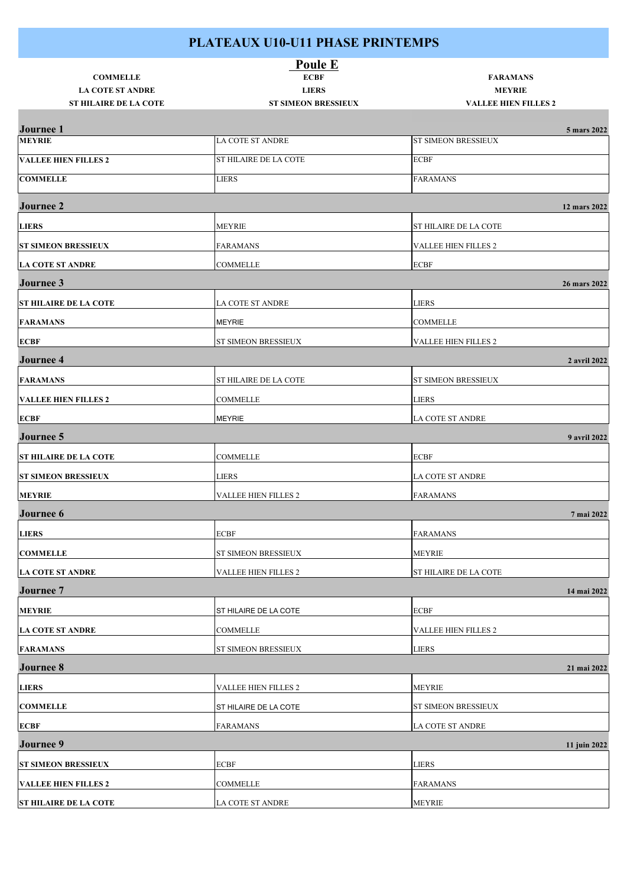# PLATEAUX U10-U11 PHASE PRINTEMPS

## Poule E

| | | |
|---|---|---|
| **COMMELLE** | **ECBF** | **FARAMANS** |
| **LA COTE ST ANDRE** | **LIERS** | **MEYRIE** |
| **ST HILAIRE DE LA COTE** | **ST SIMEON BRESSIEUX** | **VALLEE HIEN FILLES 2** |

### Journee 1 — 5 mars 2022

| | | |
|---|---|---|
| **MEYRIE** | LA COTE ST ANDRE | ST SIMEON BRESSIEUX |
| **VALLEE HIEN FILLES 2** | ST HILAIRE DE LA COTE | ECBF |
| **COMMELLE** | LIERS | FARAMANS |

### Journee 2 — 12 mars 2022

| | | |
|---|---|---|
| **LIERS** | MEYRIE | ST HILAIRE DE LA COTE |
| **ST SIMEON BRESSIEUX** | FARAMANS | VALLEE HIEN FILLES 2 |
| **LA COTE ST ANDRE** | COMMELLE | ECBF |

### Journee 3 — 26 mars 2022

| | | |
|---|---|---|
| **ST HILAIRE DE LA COTE** | LA COTE ST ANDRE | LIERS |
| **FARAMANS** | MEYRIE | COMMELLE |
| **ECBF** | ST SIMEON BRESSIEUX | VALLEE HIEN FILLES 2 |

### Journee 4 — 2 avril 2022

| | | |
|---|---|---|
| **FARAMANS** | ST HILAIRE DE LA COTE | ST SIMEON BRESSIEUX |
| **VALLEE HIEN FILLES 2** | COMMELLE | LIERS |
| **ECBF** | MEYRIE | LA COTE ST ANDRE |

### Journee 5 — 9 avril 2022

| | | |
|---|---|---|
| **ST HILAIRE DE LA COTE** | COMMELLE | ECBF |
| **ST SIMEON BRESSIEUX** | LIERS | LA COTE ST ANDRE |
| **MEYRIE** | VALLEE HIEN FILLES 2 | FARAMANS |

### Journee 6 — 7 mai 2022

| | | |
|---|---|---|
| **LIERS** | ECBF | FARAMANS |
| **COMMELLE** | ST SIMEON BRESSIEUX | MEYRIE |
| **LA COTE ST ANDRE** | VALLEE HIEN FILLES 2 | ST HILAIRE DE LA COTE |

### Journee 7 — 14 mai 2022

| | | |
|---|---|---|
| **MEYRIE** | ST HILAIRE DE LA COTE | ECBF |
| **LA COTE ST ANDRE** | COMMELLE | VALLEE HIEN FILLES 2 |
| **FARAMANS** | ST SIMEON BRESSIEUX | LIERS |

### Journee 8 — 21 mai 2022

| | | |
|---|---|---|
| **LIERS** | VALLEE HIEN FILLES 2 | MEYRIE |
| **COMMELLE** | ST HILAIRE DE LA COTE | ST SIMEON BRESSIEUX |
| **ECBF** | FARAMANS | LA COTE ST ANDRE |

### Journee 9 — 11 juin 2022

| | | |
|---|---|---|
| **ST SIMEON BRESSIEUX** | ECBF | LIERS |
| **VALLEE HIEN FILLES 2** | COMMELLE | FARAMANS |
| **ST HILAIRE DE LA COTE** | LA COTE ST ANDRE | MEYRIE |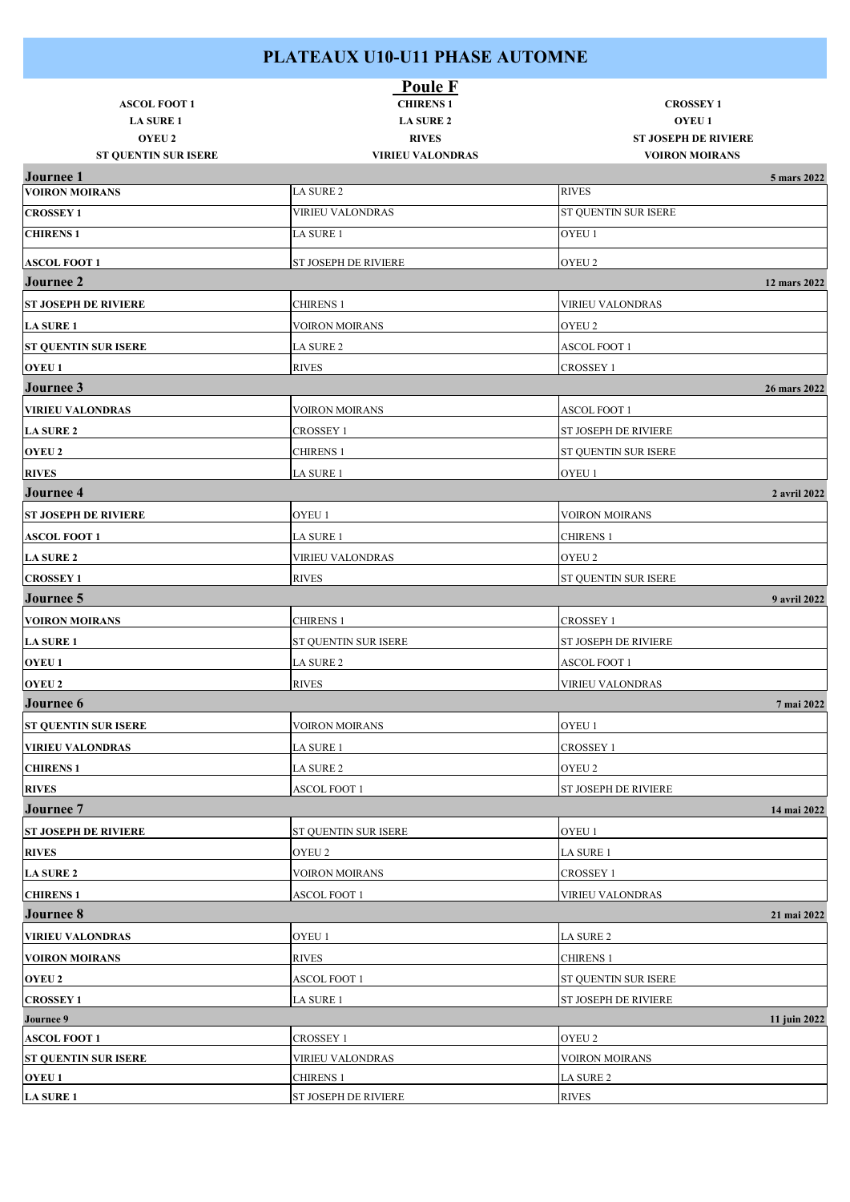# PLATEAUX U10-U11 PHASE AUTOMNE

## Poule F

| | | |
|---|---|---|
| **ASCOL FOOT 1** | **CHIRENS 1** | **CROSSEY 1** |
| **LA SURE 1** | **LA SURE 2** | **OYEU 1** |
| **OYEU 2** | **RIVES** | **ST JOSEPH DE RIVIERE** |
| **ST QUENTIN SUR ISERE** | **VIRIEU VALONDRAS** | **VOIRON MOIRANS** |

| **Journee 1** | | **5 mars 2022** |
|---|---|---|
| **VOIRON MOIRANS** | LA SURE 2 | RIVES |
| **CROSSEY 1** | VIRIEU VALONDRAS | ST QUENTIN SUR ISERE |
| **CHIRENS 1** | LA SURE 1 | OYEU 1 |
| **ASCOL FOOT 1** | ST JOSEPH DE RIVIERE | OYEU 2 |
| **Journee 2** | | **12 mars 2022** |
| **ST JOSEPH DE RIVIERE** | CHIRENS 1 | VIRIEU VALONDRAS |
| **LA SURE 1** | VOIRON MOIRANS | OYEU 2 |
| **ST QUENTIN SUR ISERE** | LA SURE 2 | ASCOL FOOT 1 |
| **OYEU 1** | RIVES | CROSSEY 1 |
| **Journee 3** | | **26 mars 2022** |
| **VIRIEU VALONDRAS** | VOIRON MOIRANS | ASCOL FOOT 1 |
| **LA SURE 2** | CROSSEY 1 | ST JOSEPH DE RIVIERE |
| **OYEU 2** | CHIRENS 1 | ST QUENTIN SUR ISERE |
| **RIVES** | LA SURE 1 | OYEU 1 |
| **Journee 4** | | **2 avril 2022** |
| **ST JOSEPH DE RIVIERE** | OYEU 1 | VOIRON MOIRANS |
| **ASCOL FOOT 1** | LA SURE 1 | CHIRENS 1 |
| **LA SURE 2** | VIRIEU VALONDRAS | OYEU 2 |
| **CROSSEY 1** | RIVES | ST QUENTIN SUR ISERE |
| **Journee 5** | | **9 avril 2022** |
| **VOIRON MOIRANS** | CHIRENS 1 | CROSSEY 1 |
| **LA SURE 1** | ST QUENTIN SUR ISERE | ST JOSEPH DE RIVIERE |
| **OYEU 1** | LA SURE 2 | ASCOL FOOT 1 |
| **OYEU 2** | RIVES | VIRIEU VALONDRAS |
| **Journee 6** | | **7 mai 2022** |
| **ST QUENTIN SUR ISERE** | VOIRON MOIRANS | OYEU 1 |
| **VIRIEU VALONDRAS** | LA SURE 1 | CROSSEY 1 |
| **CHIRENS 1** | LA SURE 2 | OYEU 2 |
| **RIVES** | ASCOL FOOT 1 | ST JOSEPH DE RIVIERE |
| **Journee 7** | | **14 mai 2022** |
| **ST JOSEPH DE RIVIERE** | ST QUENTIN SUR ISERE | OYEU 1 |
| **RIVES** | OYEU 2 | LA SURE 1 |
| **LA SURE 2** | VOIRON MOIRANS | CROSSEY 1 |
| **CHIRENS 1** | ASCOL FOOT 1 | VIRIEU VALONDRAS |
| **Journee 8** | | **21 mai 2022** |
| **VIRIEU VALONDRAS** | OYEU 1 | LA SURE 2 |
| **VOIRON MOIRANS** | RIVES | CHIRENS 1 |
| **OYEU 2** | ASCOL FOOT 1 | ST QUENTIN SUR ISERE |
| **CROSSEY 1** | LA SURE 1 | ST JOSEPH DE RIVIERE |
| **Journee 9** | | **11 juin 2022** |
| **ASCOL FOOT 1** | CROSSEY 1 | OYEU 2 |
| **ST QUENTIN SUR ISERE** | VIRIEU VALONDRAS | VOIRON MOIRANS |
| **OYEU 1** | CHIRENS 1 | LA SURE 2 |
| **LA SURE 1** | ST JOSEPH DE RIVIERE | RIVES |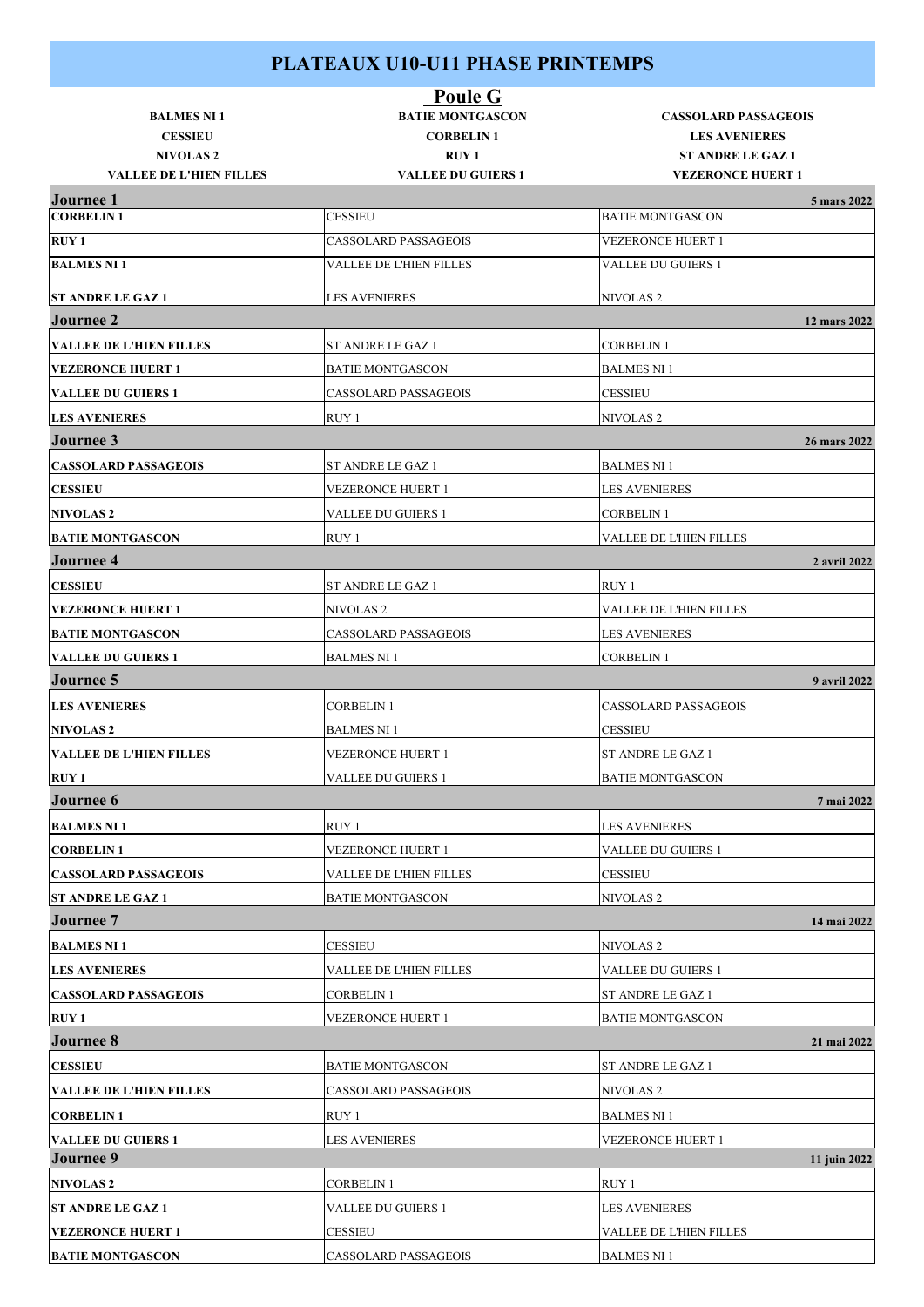# PLATEAUX U10-U11 PHASE PRINTEMPS

## Poule G

| | | |
|---|---|---|
| **BALMES NI 1** | **BATIE MONTGASCON** | **CASSOLARD PASSAGEOIS** |
| **CESSIEU** | **CORBELIN 1** | **LES AVENIERES** |
| **NIVOLAS 2** | **RUY 1** | **ST ANDRE LE GAZ 1** |
| **VALLEE DE L'HIEN FILLES** | **VALLEE DU GUIERS 1** | **VEZERONCE HUERT 1** |

| Journee 1 | | 5 mars 2022 |
|---|---|---|
| **CORBELIN 1** | CESSIEU | BATIE MONTGASCON |
| **RUY 1** | CASSOLARD PASSAGEOIS | VEZERONCE HUERT 1 |
| **BALMES NI 1** | VALLEE DE L'HIEN FILLES | VALLEE DU GUIERS 1 |
| **ST ANDRE LE GAZ 1** | LES AVENIERES | NIVOLAS 2 |
| **Journee 2** | | **12 mars 2022** |
| **VALLEE DE L'HIEN FILLES** | ST ANDRE LE GAZ 1 | CORBELIN 1 |
| **VEZERONCE HUERT 1** | BATIE MONTGASCON | BALMES NI 1 |
| **VALLEE DU GUIERS 1** | CASSOLARD PASSAGEOIS | CESSIEU |
| **LES AVENIERES** | RUY 1 | NIVOLAS 2 |
| **Journee 3** | | **26 mars 2022** |
| **CASSOLARD PASSAGEOIS** | ST ANDRE LE GAZ 1 | BALMES NI 1 |
| **CESSIEU** | VEZERONCE HUERT 1 | LES AVENIERES |
| **NIVOLAS 2** | VALLEE DU GUIERS 1 | CORBELIN 1 |
| **BATIE MONTGASCON** | RUY 1 | VALLEE DE L'HIEN FILLES |
| **Journee 4** | | **2 avril 2022** |
| **CESSIEU** | ST ANDRE LE GAZ 1 | RUY 1 |
| **VEZERONCE HUERT 1** | NIVOLAS 2 | VALLEE DE L'HIEN FILLES |
| **BATIE MONTGASCON** | CASSOLARD PASSAGEOIS | LES AVENIERES |
| **VALLEE DU GUIERS 1** | BALMES NI 1 | CORBELIN 1 |
| **Journee 5** | | **9 avril 2022** |
| **LES AVENIERES** | CORBELIN 1 | CASSOLARD PASSAGEOIS |
| **NIVOLAS 2** | BALMES NI 1 | CESSIEU |
| **VALLEE DE L'HIEN FILLES** | VEZERONCE HUERT 1 | ST ANDRE LE GAZ 1 |
| **RUY 1** | VALLEE DU GUIERS 1 | BATIE MONTGASCON |
| **Journee 6** | | **7 mai 2022** |
| **BALMES NI 1** | RUY 1 | LES AVENIERES |
| **CORBELIN 1** | VEZERONCE HUERT 1 | VALLEE DU GUIERS 1 |
| **CASSOLARD PASSAGEOIS** | VALLEE DE L'HIEN FILLES | CESSIEU |
| **ST ANDRE LE GAZ 1** | BATIE MONTGASCON | NIVOLAS 2 |
| **Journee 7** | | **14 mai 2022** |
| **BALMES NI 1** | CESSIEU | NIVOLAS 2 |
| **LES AVENIERES** | VALLEE DE L'HIEN FILLES | VALLEE DU GUIERS 1 |
| **CASSOLARD PASSAGEOIS** | CORBELIN 1 | ST ANDRE LE GAZ 1 |
| **RUY 1** | VEZERONCE HUERT 1 | BATIE MONTGASCON |
| **Journee 8** | | **21 mai 2022** |
| **CESSIEU** | BATIE MONTGASCON | ST ANDRE LE GAZ 1 |
| **VALLEE DE L'HIEN FILLES** | CASSOLARD PASSAGEOIS | NIVOLAS 2 |
| **CORBELIN 1** | RUY 1 | BALMES NI 1 |
| **VALLEE DU GUIERS 1** | LES AVENIERES | VEZERONCE HUERT 1 |
| **Journee 9** | | **11 juin 2022** |
| **NIVOLAS 2** | CORBELIN 1 | RUY 1 |
| **ST ANDRE LE GAZ 1** | VALLEE DU GUIERS 1 | LES AVENIERES |
| **VEZERONCE HUERT 1** | CESSIEU | VALLEE DE L'HIEN FILLES |
| **BATIE MONTGASCON** | CASSOLARD PASSAGEOIS | BALMES NI 1 |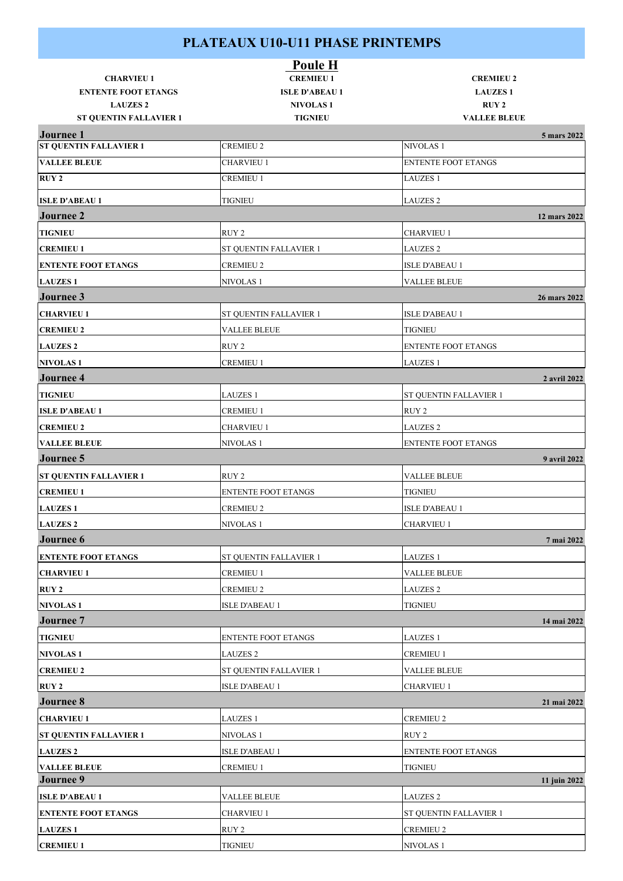# PLATEAUX U10-U11 PHASE PRINTEMPS

## Poule H

| | | |
|---|---|---|
| **CHARVIEU 1** | **CREMIEU 1** | **CREMIEU 2** |
| **ENTENTE FOOT ETANGS** | **ISLE D'ABEAU 1** | **LAUZES 1** |
| **LAUZES 2** | **NIVOLAS 1** | **RUY 2** |
| **ST QUENTIN FALLAVIER 1** | **TIGNIEU** | **VALLEE BLEUE** |

| **Journee 1** | | **5 mars 2022** |
|---|---|---|
| **ST QUENTIN FALLAVIER 1** | CREMIEU 2 | NIVOLAS 1 |
| **VALLEE BLEUE** | CHARVIEU 1 | ENTENTE FOOT ETANGS |
| **RUY 2** | CREMIEU 1 | LAUZES 1 |
| **ISLE D'ABEAU 1** | TIGNIEU | LAUZES 2 |
| **Journee 2** | | **12 mars 2022** |
| **TIGNIEU** | RUY 2 | CHARVIEU 1 |
| **CREMIEU 1** | ST QUENTIN FALLAVIER 1 | LAUZES 2 |
| **ENTENTE FOOT ETANGS** | CREMIEU 2 | ISLE D'ABEAU 1 |
| **LAUZES 1** | NIVOLAS 1 | VALLEE BLEUE |
| **Journee 3** | | **26 mars 2022** |
| **CHARVIEU 1** | ST QUENTIN FALLAVIER 1 | ISLE D'ABEAU 1 |
| **CREMIEU 2** | VALLEE BLEUE | TIGNIEU |
| **LAUZES 2** | RUY 2 | ENTENTE FOOT ETANGS |
| **NIVOLAS 1** | CREMIEU 1 | LAUZES 1 |
| **Journee 4** | | **2 avril 2022** |
| **TIGNIEU** | LAUZES 1 | ST QUENTIN FALLAVIER 1 |
| **ISLE D'ABEAU 1** | CREMIEU 1 | RUY 2 |
| **CREMIEU 2** | CHARVIEU 1 | LAUZES 2 |
| **VALLEE BLEUE** | NIVOLAS 1 | ENTENTE FOOT ETANGS |
| **Journee 5** | | **9 avril 2022** |
| **ST QUENTIN FALLAVIER 1** | RUY 2 | VALLEE BLEUE |
| **CREMIEU 1** | ENTENTE FOOT ETANGS | TIGNIEU |
| **LAUZES 1** | CREMIEU 2 | ISLE D'ABEAU 1 |
| **LAUZES 2** | NIVOLAS 1 | CHARVIEU 1 |
| **Journee 6** | | **7 mai 2022** |
| **ENTENTE FOOT ETANGS** | ST QUENTIN FALLAVIER 1 | LAUZES 1 |
| **CHARVIEU 1** | CREMIEU 1 | VALLEE BLEUE |
| **RUY 2** | CREMIEU 2 | LAUZES 2 |
| **NIVOLAS 1** | ISLE D'ABEAU 1 | TIGNIEU |
| **Journee 7** | | **14 mai 2022** |
| **TIGNIEU** | ENTENTE FOOT ETANGS | LAUZES 1 |
| **NIVOLAS 1** | LAUZES 2 | CREMIEU 1 |
| **CREMIEU 2** | ST QUENTIN FALLAVIER 1 | VALLEE BLEUE |
| **RUY 2** | ISLE D'ABEAU 1 | CHARVIEU 1 |
| **Journee 8** | | **21 mai 2022** |
| **CHARVIEU 1** | LAUZES 1 | CREMIEU 2 |
| **ST QUENTIN FALLAVIER 1** | NIVOLAS 1 | RUY 2 |
| **LAUZES 2** | ISLE D'ABEAU 1 | ENTENTE FOOT ETANGS |
| **VALLEE BLEUE** | CREMIEU 1 | TIGNIEU |
| **Journee 9** | | **11 juin 2022** |
| **ISLE D'ABEAU 1** | VALLEE BLEUE | LAUZES 2 |
| **ENTENTE FOOT ETANGS** | CHARVIEU 1 | ST QUENTIN FALLAVIER 1 |
| **LAUZES 1** | RUY 2 | CREMIEU 2 |
| **CREMIEU 1** | TIGNIEU | NIVOLAS 1 |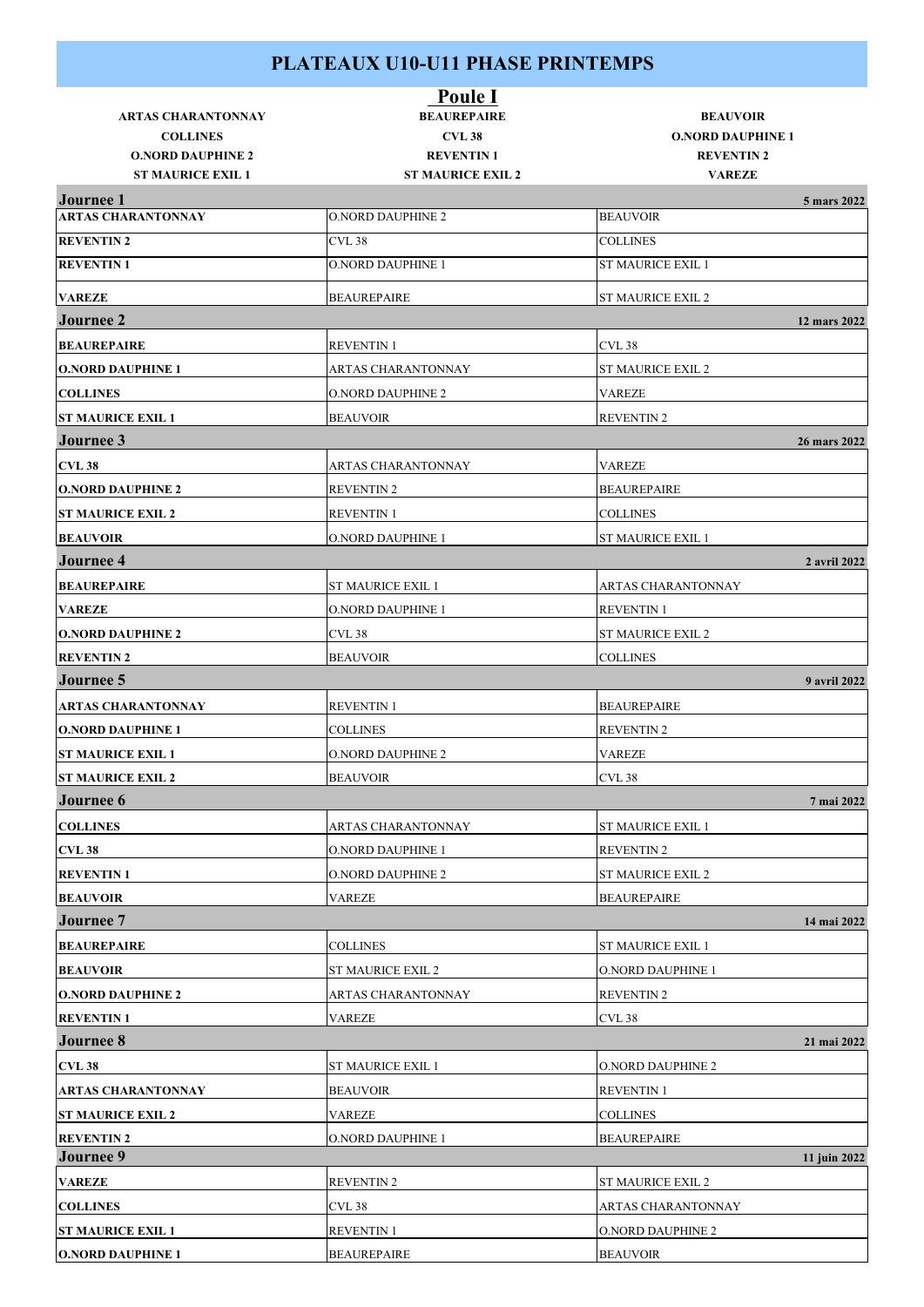# PLATEAUX U10-U11 PHASE PRINTEMPS

## Poule I

| | | |
|---|---|---|
| **ARTAS CHARANTONNAY** | **BEAUREPAIRE** | **BEAUVOIR** |
| **COLLINES** | **CVL 38** | **O.NORD DAUPHINE 1** |
| **O.NORD DAUPHINE 2** | **REVENTIN 1** | **REVENTIN 2** |
| **ST MAURICE EXIL 1** | **ST MAURICE EXIL 2** | **VAREZE** |

| | | |
|---|---|---|
| **Journee 1** | | **5 mars 2022** |
| **ARTAS CHARANTONNAY** | O.NORD DAUPHINE 2 | BEAUVOIR |
| **REVENTIN 2** | CVL 38 | COLLINES |
| **REVENTIN 1** | O.NORD DAUPHINE 1 | ST MAURICE EXIL 1 |
| **VAREZE** | BEAUREPAIRE | ST MAURICE EXIL 2 |
| **Journee 2** | | **12 mars 2022** |
| **BEAUREPAIRE** | REVENTIN 1 | CVL 38 |
| **O.NORD DAUPHINE 1** | ARTAS CHARANTONNAY | ST MAURICE EXIL 2 |
| **COLLINES** | O.NORD DAUPHINE 2 | VAREZE |
| **ST MAURICE EXIL 1** | BEAUVOIR | REVENTIN 2 |
| **Journee 3** | | **26 mars 2022** |
| **CVL 38** | ARTAS CHARANTONNAY | VAREZE |
| **O.NORD DAUPHINE 2** | REVENTIN 2 | BEAUREPAIRE |
| **ST MAURICE EXIL 2** | REVENTIN 1 | COLLINES |
| **BEAUVOIR** | O.NORD DAUPHINE 1 | ST MAURICE EXIL 1 |
| **Journee 4** | | **2 avril 2022** |
| **BEAUREPAIRE** | ST MAURICE EXIL 1 | ARTAS CHARANTONNAY |
| **VAREZE** | O.NORD DAUPHINE 1 | REVENTIN 1 |
| **O.NORD DAUPHINE 2** | CVL 38 | ST MAURICE EXIL 2 |
| **REVENTIN 2** | BEAUVOIR | COLLINES |
| **Journee 5** | | **9 avril 2022** |
| **ARTAS CHARANTONNAY** | REVENTIN 1 | BEAUREPAIRE |
| **O.NORD DAUPHINE 1** | COLLINES | REVENTIN 2 |
| **ST MAURICE EXIL 1** | O.NORD DAUPHINE 2 | VAREZE |
| **ST MAURICE EXIL 2** | BEAUVOIR | CVL 38 |
| **Journee 6** | | **7 mai 2022** |
| **COLLINES** | ARTAS CHARANTONNAY | ST MAURICE EXIL 1 |
| **CVL 38** | O.NORD DAUPHINE 1 | REVENTIN 2 |
| **REVENTIN 1** | O.NORD DAUPHINE 2 | ST MAURICE EXIL 2 |
| **BEAUVOIR** | VAREZE | BEAUREPAIRE |
| **Journee 7** | | **14 mai 2022** |
| **BEAUREPAIRE** | COLLINES | ST MAURICE EXIL 1 |
| **BEAUVOIR** | ST MAURICE EXIL 2 | O.NORD DAUPHINE 1 |
| **O.NORD DAUPHINE 2** | ARTAS CHARANTONNAY | REVENTIN 2 |
| **REVENTIN 1** | VAREZE | CVL 38 |
| **Journee 8** | | **21 mai 2022** |
| **CVL 38** | ST MAURICE EXIL 1 | O.NORD DAUPHINE 2 |
| **ARTAS CHARANTONNAY** | BEAUVOIR | REVENTIN 1 |
| **ST MAURICE EXIL 2** | VAREZE | COLLINES |
| **REVENTIN 2** | O.NORD DAUPHINE 1 | BEAUREPAIRE |
| **Journee 9** | | **11 juin 2022** |
| **VAREZE** | REVENTIN 2 | ST MAURICE EXIL 2 |
| **COLLINES** | CVL 38 | ARTAS CHARANTONNAY |
| **ST MAURICE EXIL 1** | REVENTIN 1 | O.NORD DAUPHINE 2 |
| **O.NORD DAUPHINE 1** | BEAUREPAIRE | BEAUVOIR |